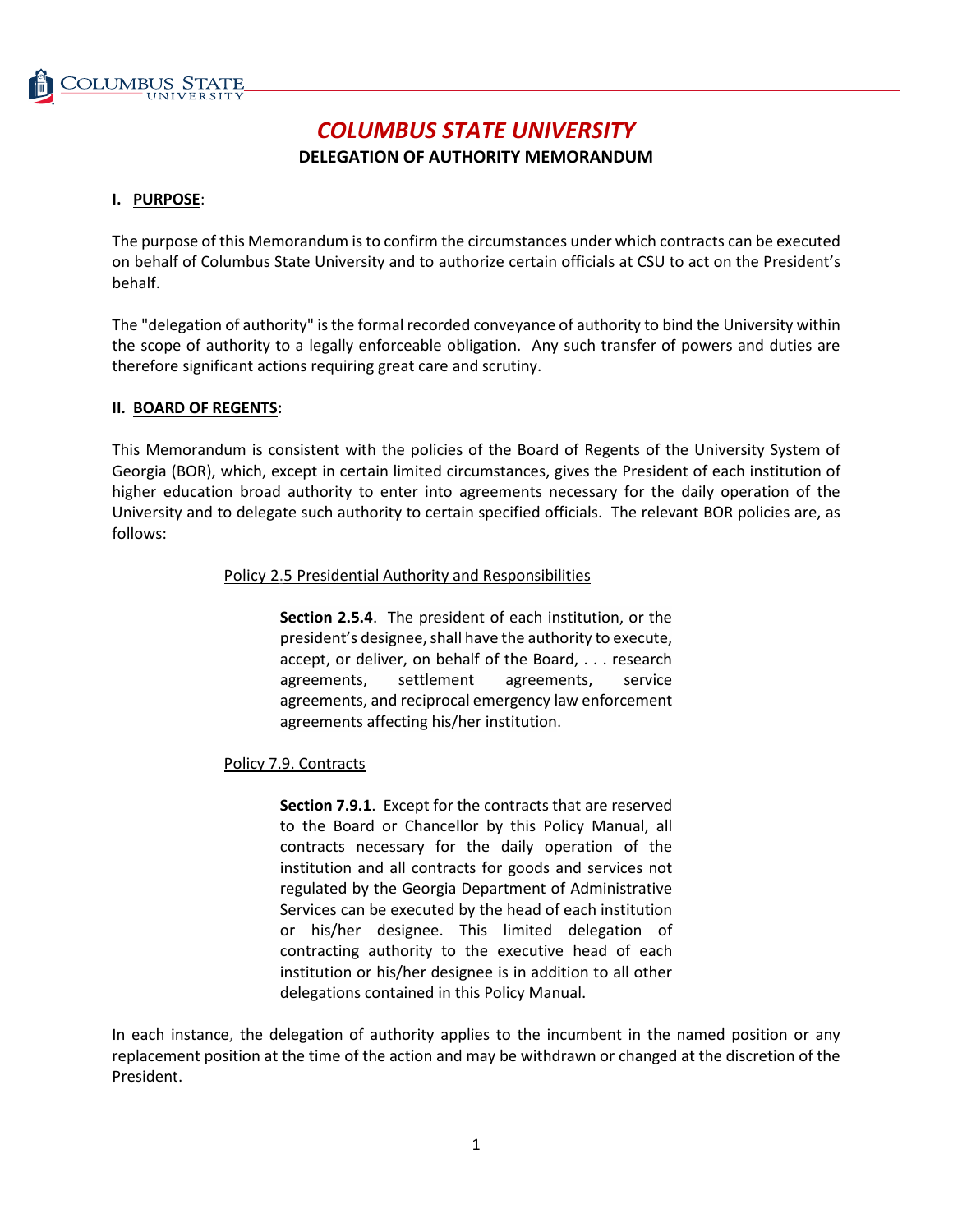# *COLUMBUS STATE UNIVERSITY*

## DELEGATION OF AUTHORITY MEMORANDUM

### I. PURPOSE:

The purpose of this Memorandum is to confirm the circumstances under which contracts can be executed on behalf of Columbus State University and to authorize certain officials at CSU to act on the President's behalf.

The "delegation of authority" is the formal recorded conveyance of authority to bind the University within the scope of authority to a legally enforceable obligation. Any such transfer of powers and duties are therefore significant actions requiring great care and scrutiny.

### II. BOARD OF REGENTS:

This Memorandum is consistent with the policies of the Board of Regents of the University System of Georgia (BOR), which, except in certain limited circumstances, gives the President of each institution of higher education broad authority to enter into agreements necessary for the daily operation of the University and to delegate such authority to certain specified officials. The relevant BOR policies are, as follows:

Policy 2.5 Presidential Authority and Responsibilities

> **Section 2.5.4**. The president of each institution, or the president's designee, shall have the authority to execute, accept, or deliver, on behalf of the Board, . . . research agreements, settlement agreements, service agreements, and reciprocal emergency law enforcement agreements affecting his/her institution.

Policy 7.9. Contracts

> **Section 7.9.1**. Except for the contracts that are reserved to the Board or Chancellor by this Policy Manual, all contracts necessary for the daily operation of the institution and all contracts for goods and services not regulated by the Georgia Department of Administrative Services can be executed by the head of each institution or his/her designee. This limited delegation of contracting authority to the executive head of each institution or his/her designee is in addition to all other delegations contained in this Policy Manual.

In each instance, the delegation of authority applies to the incumbent in the named position or any replacement position at the time of the action and may be withdrawn or changed at the discretion of the President.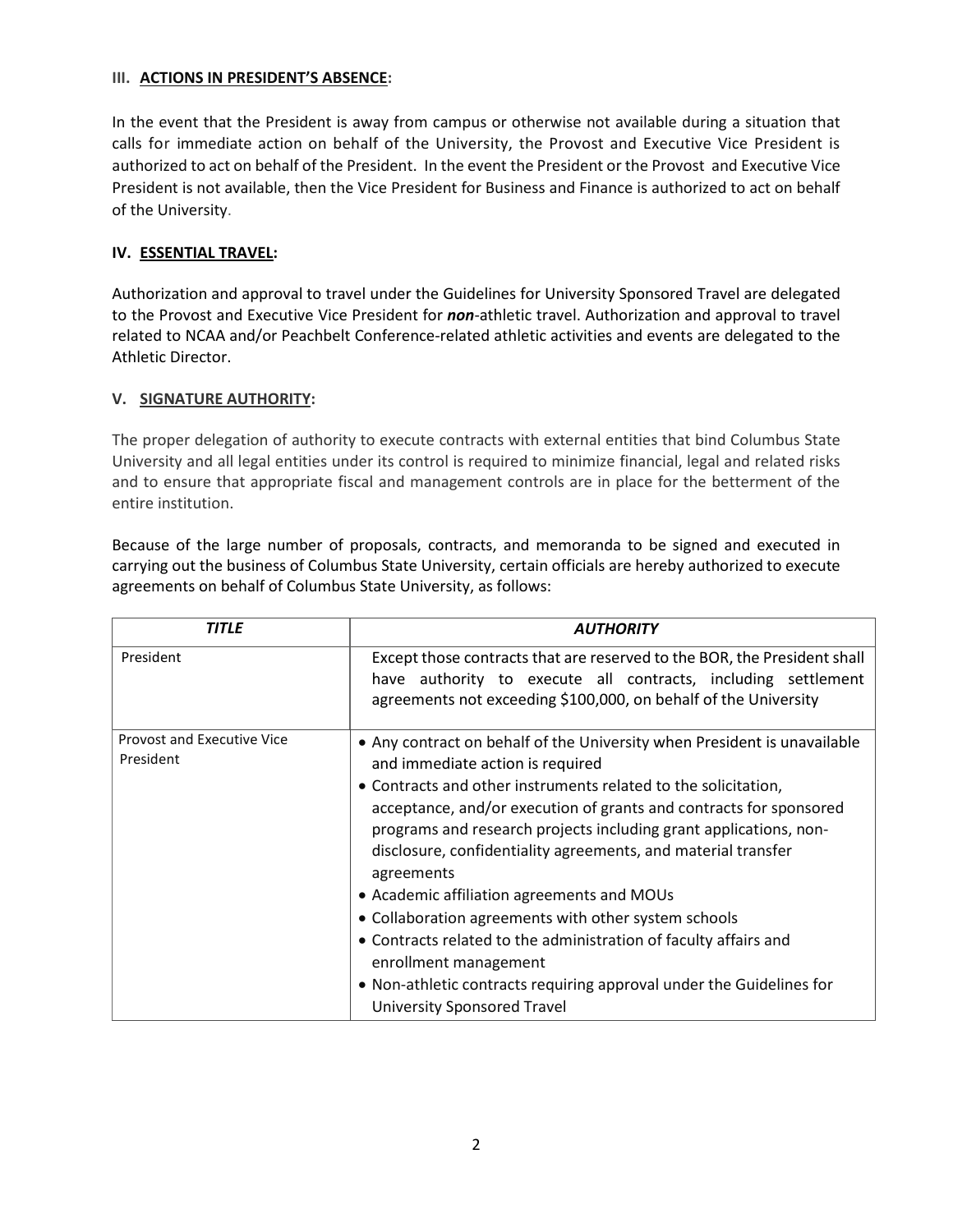## III. ACTIONS IN PRESIDENT'S ABSENCE:

In the event that the President is away from campus or otherwise not available during a situation that calls for immediate action on behalf of the University, the Provost and Executive Vice President is authorized to act on behalf of the President. In the event the President or the Provost and Executive Vice President is not available, then the Vice President for Business and Finance is authorized to act on behalf of the University.

## IV. ESSENTIAL TRAVEL:

Authorization and approval to travel under the Guidelines for University Sponsored Travel are delegated to the Provost and Executive Vice President for ***non***-athletic travel. Authorization and approval to travel related to NCAA and/or Peachbelt Conference-related athletic activities and events are delegated to the Athletic Director.

## V. SIGNATURE AUTHORITY:

The proper delegation of authority to execute contracts with external entities that bind Columbus State University and all legal entities under its control is required to minimize financial, legal and related risks and to ensure that appropriate fiscal and management controls are in place for the betterment of the entire institution.

Because of the large number of proposals, contracts, and memoranda to be signed and executed in carrying out the business of Columbus State University, certain officials are hereby authorized to execute agreements on behalf of Columbus State University, as follows:

| *TITLE* | *AUTHORITY* |
|---|---|
| President | Except those contracts that are reserved to the BOR, the President shall have authority to execute all contracts, including settlement agreements not exceeding $100,000, on behalf of the University |
| Provost and Executive Vice President | • Any contract on behalf of the University when President is unavailable and immediate action is required<br>• Contracts and other instruments related to the solicitation, acceptance, and/or execution of grants and contracts for sponsored programs and research projects including grant applications, non-disclosure, confidentiality agreements, and material transfer agreements<br>• Academic affiliation agreements and MOUs<br>• Collaboration agreements with other system schools<br>• Contracts related to the administration of faculty affairs and enrollment management<br>• Non-athletic contracts requiring approval under the Guidelines for University Sponsored Travel |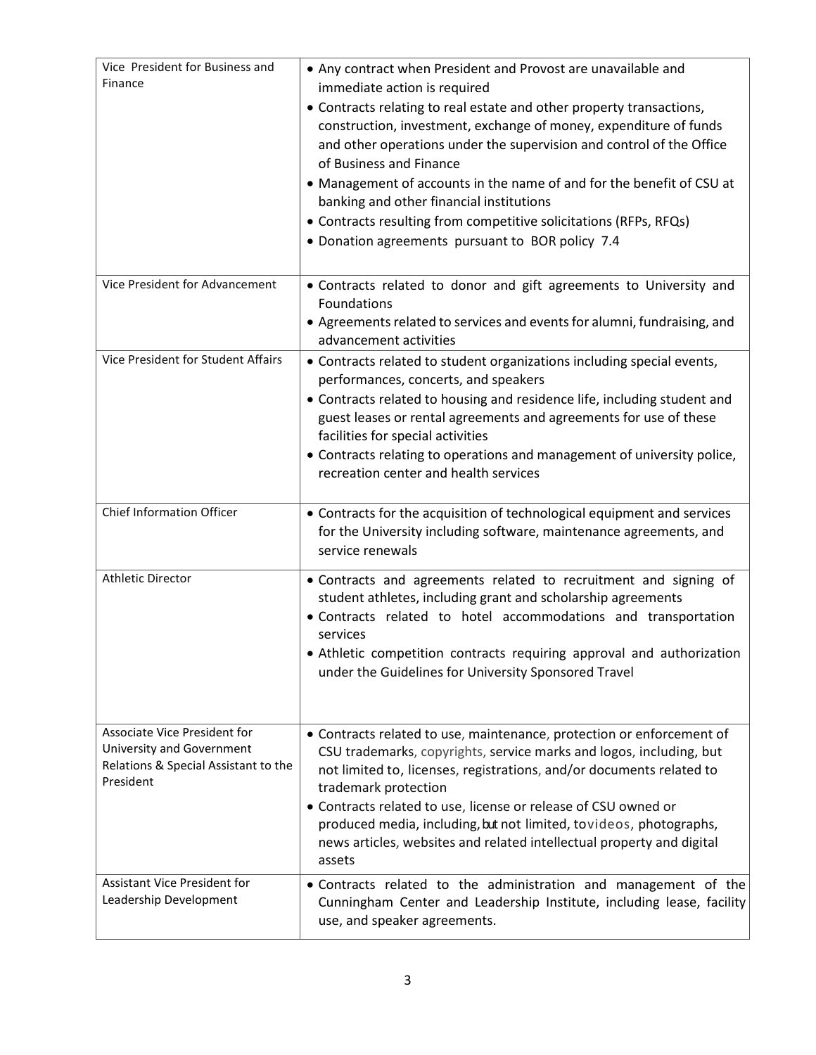| | |
|---|---|
| Vice President for Business and Finance | • Any contract when President and Provost are unavailable and immediate action is required<br>• Contracts relating to real estate and other property transactions, construction, investment, exchange of money, expenditure of funds and other operations under the supervision and control of the Office of Business and Finance<br>• Management of accounts in the name of and for the benefit of CSU at banking and other financial institutions<br>• Contracts resulting from competitive solicitations (RFPs, RFQs)<br>• Donation agreements pursuant to BOR policy 7.4 |
| Vice President for Advancement | • Contracts related to donor and gift agreements to University and Foundations<br>• Agreements related to services and events for alumni, fundraising, and advancement activities |
| Vice President for Student Affairs | • Contracts related to student organizations including special events, performances, concerts, and speakers<br>• Contracts related to housing and residence life, including student and guest leases or rental agreements and agreements for use of these facilities for special activities<br>• Contracts relating to operations and management of university police, recreation center and health services |
| Chief Information Officer | • Contracts for the acquisition of technological equipment and services for the University including software, maintenance agreements, and service renewals |
| Athletic Director | • Contracts and agreements related to recruitment and signing of student athletes, including grant and scholarship agreements<br>• Contracts related to hotel accommodations and transportation services<br>• Athletic competition contracts requiring approval and authorization under the Guidelines for University Sponsored Travel |
| Associate Vice President for University and Government Relations & Special Assistant to the President | • Contracts related to use, maintenance, protection or enforcement of CSU trademarks, copyrights, service marks and logos, including, but not limited to, licenses, registrations, and/or documents related to trademark protection<br>• Contracts related to use, license or release of CSU owned or produced media, including, but not limited, to videos, photographs, news articles, websites and related intellectual property and digital assets |
| Assistant Vice President for Leadership Development | • Contracts related to the administration and management of the Cunningham Center and Leadership Institute, including lease, facility use, and speaker agreements. |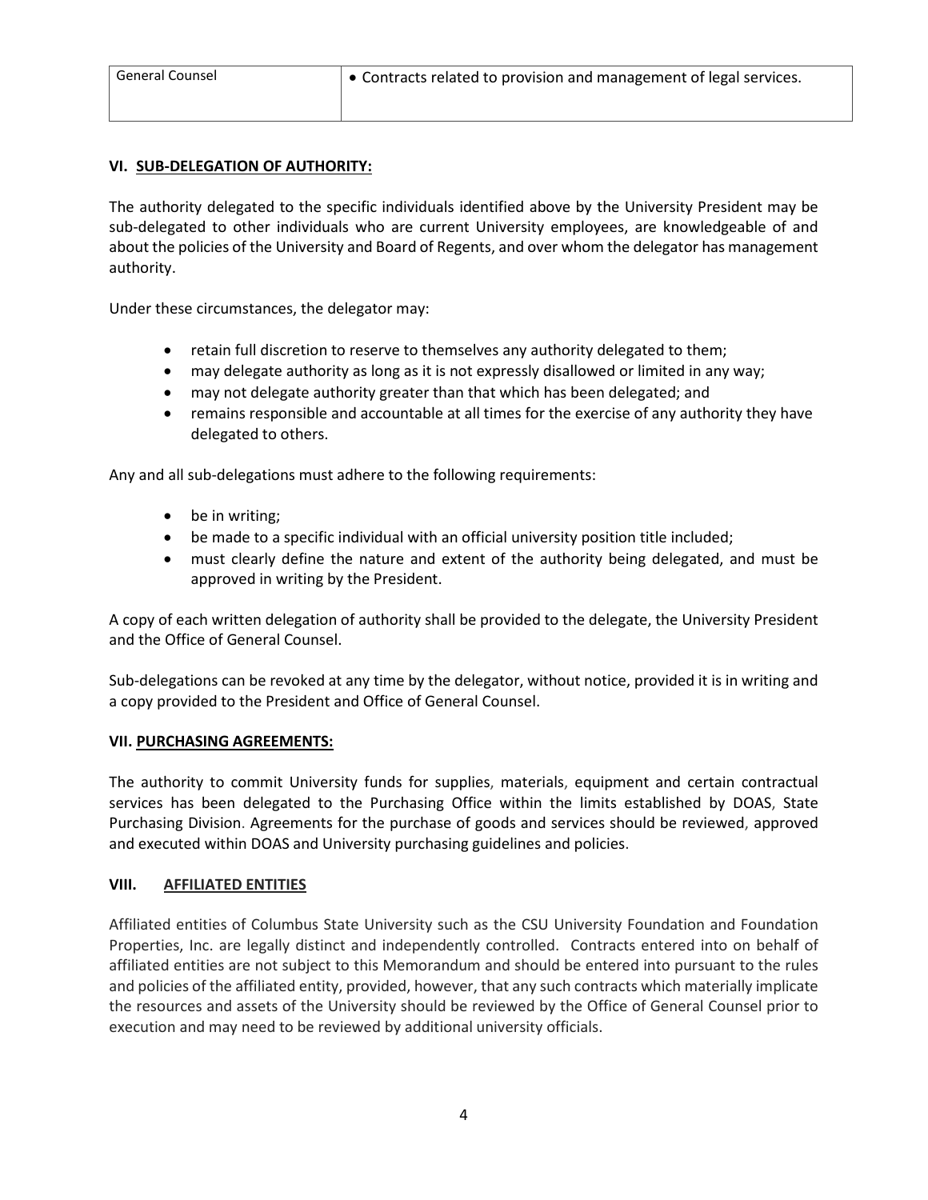| General Counsel | • Contracts related to provision and management of legal services. |
|---|---|

## VI. SUB-DELEGATION OF AUTHORITY:

The authority delegated to the specific individuals identified above by the University President may be sub-delegated to other individuals who are current University employees, are knowledgeable of and about the policies of the University and Board of Regents, and over whom the delegator has management authority.

Under these circumstances, the delegator may:

- retain full discretion to reserve to themselves any authority delegated to them;
- may delegate authority as long as it is not expressly disallowed or limited in any way;
- may not delegate authority greater than that which has been delegated; and
- remains responsible and accountable at all times for the exercise of any authority they have delegated to others.

Any and all sub-delegations must adhere to the following requirements:

- be in writing;
- be made to a specific individual with an official university position title included;
- must clearly define the nature and extent of the authority being delegated, and must be approved in writing by the President.

A copy of each written delegation of authority shall be provided to the delegate, the University President and the Office of General Counsel.

Sub-delegations can be revoked at any time by the delegator, without notice, provided it is in writing and a copy provided to the President and Office of General Counsel.

## VII. PURCHASING AGREEMENTS:

The authority to commit University funds for supplies, materials, equipment and certain contractual services has been delegated to the Purchasing Office within the limits established by DOAS, State Purchasing Division. Agreements for the purchase of goods and services should be reviewed, approved and executed within DOAS and University purchasing guidelines and policies.

## VIII. AFFILIATED ENTITIES

Affiliated entities of Columbus State University such as the CSU University Foundation and Foundation Properties, Inc. are legally distinct and independently controlled. Contracts entered into on behalf of affiliated entities are not subject to this Memorandum and should be entered into pursuant to the rules and policies of the affiliated entity, provided, however, that any such contracts which materially implicate the resources and assets of the University should be reviewed by the Office of General Counsel prior to execution and may need to be reviewed by additional university officials.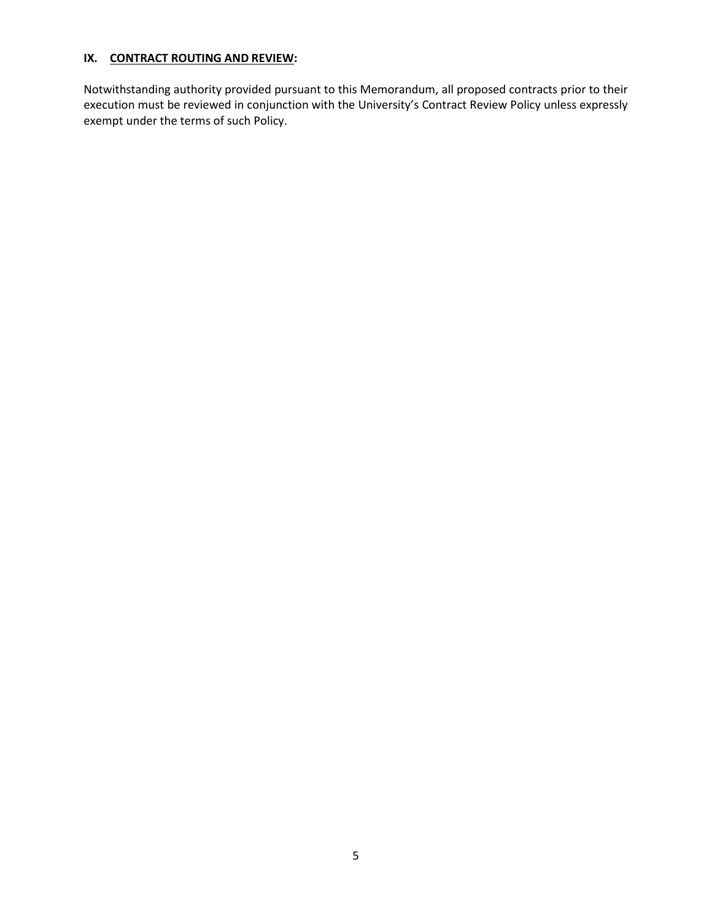## IX. **CONTRACT ROUTING AND REVIEW:**

Notwithstanding authority provided pursuant to this Memorandum, all proposed contracts prior to their execution must be reviewed in conjunction with the University's Contract Review Policy unless expressly exempt under the terms of such Policy.